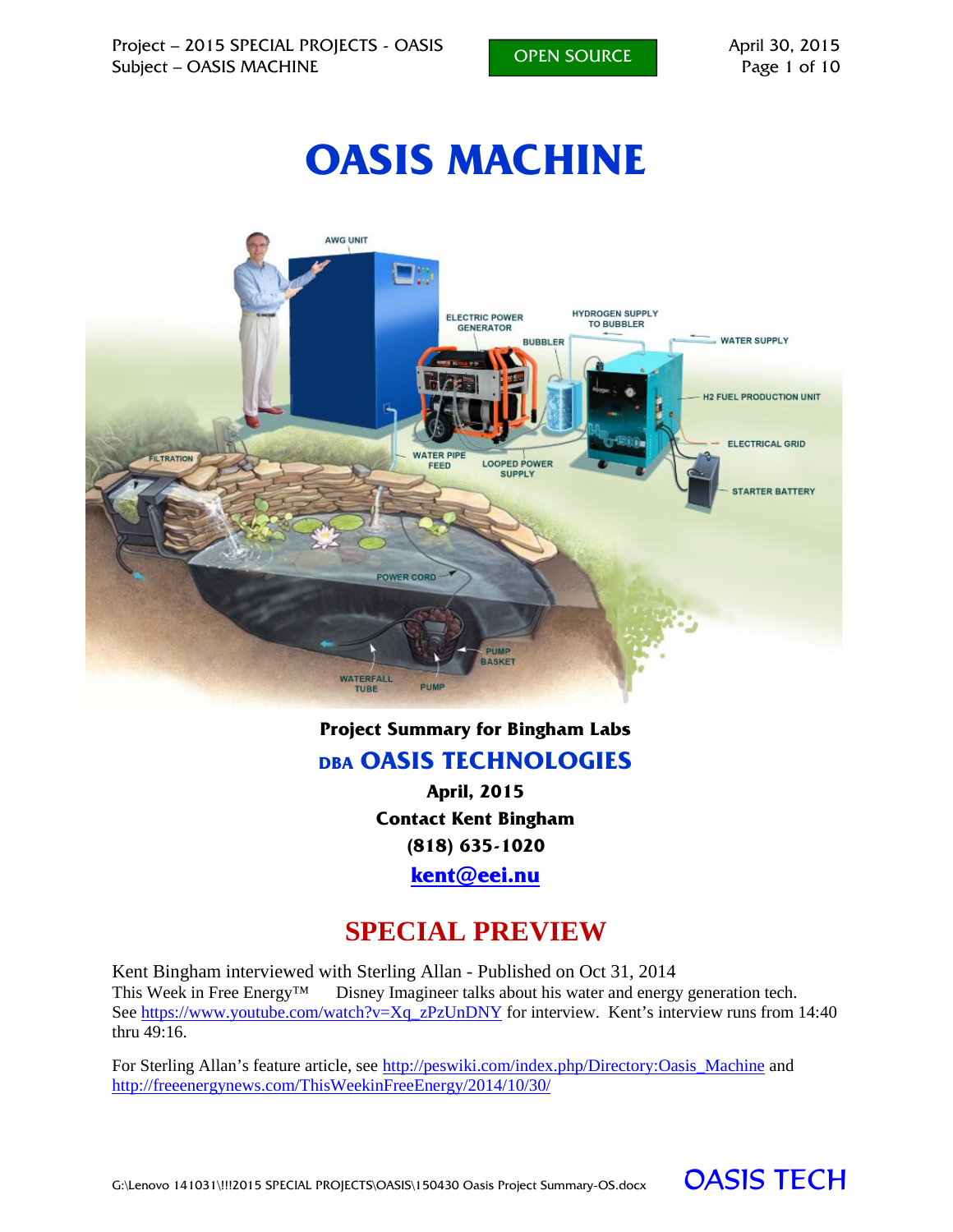# OASIS MACHINE

**Project Summary for Bingham Labs**

**DBA OASIS TECHNOLOGIES**

**April, 2015**

**Contact Kent Bingham**

**(818) 635-1020**

**kent@eei.nu**

## SPECIAL PREVIEW

Kent Bingham interviewed with Sterling Allan - Published on Oct 31, 2014
This Week in Free Energy™ Disney Imagineer talks about his water and energy generation tech.
See https://www.youtube.com/watch?v=Xq_zPzUnDNY for interview. Kent's interview runs from 14:40 thru 49:16.

For Sterling Allan's feature article, see http://peswiki.com/index.php/Directory:Oasis_Machine and http://freeenergynews.com/ThisWeekinFreeEnergy/2014/10/30/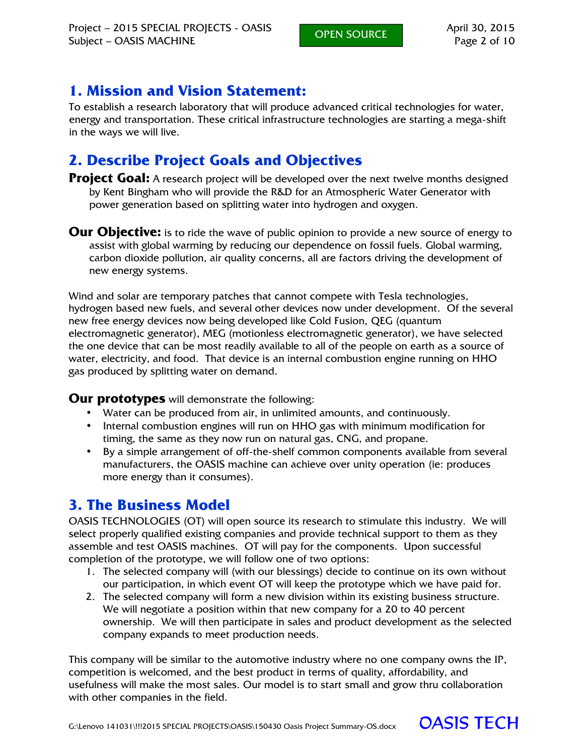## 1. Mission and Vision Statement:

To establish a research laboratory that will produce advanced critical technologies for water, energy and transportation. These critical infrastructure technologies are starting a mega-shift in the ways we will live.

## 2. Describe Project Goals and Objectives

**Project Goal:** A research project will be developed over the next twelve months designed by Kent Bingham who will provide the R&D for an Atmospheric Water Generator with power generation based on splitting water into hydrogen and oxygen.

**Our Objective:** is to ride the wave of public opinion to provide a new source of energy to assist with global warming by reducing our dependence on fossil fuels. Global warming, carbon dioxide pollution, air quality concerns, all are factors driving the development of new energy systems.

Wind and solar are temporary patches that cannot compete with Tesla technologies, hydrogen based new fuels, and several other devices now under development. Of the several new free energy devices now being developed like Cold Fusion, QEG (quantum electromagnetic generator), MEG (motionless electromagnetic generator), we have selected the one device that can be most readily available to all of the people on earth as a source of water, electricity, and food. That device is an internal combustion engine running on HHO gas produced by splitting water on demand.

**Our prototypes** will demonstrate the following:

- Water can be produced from air, in unlimited amounts, and continuously.
- Internal combustion engines will run on HHO gas with minimum modification for timing, the same as they now run on natural gas, CNG, and propane.
- By a simple arrangement of off-the-shelf common components available from several manufacturers, the OASIS machine can achieve over unity operation (ie: produces more energy than it consumes).

## 3. The Business Model

OASIS TECHNOLOGIES (OT) will open source its research to stimulate this industry. We will select properly qualified existing companies and provide technical support to them as they assemble and test OASIS machines. OT will pay for the components. Upon successful completion of the prototype, we will follow one of two options:

1. The selected company will (with our blessings) decide to continue on its own without our participation, in which event OT will keep the prototype which we have paid for.
2. The selected company will form a new division within its existing business structure. We will negotiate a position within that new company for a 20 to 40 percent ownership. We will then participate in sales and product development as the selected company expands to meet production needs.

This company will be similar to the automotive industry where no one company owns the IP, competition is welcomed, and the best product in terms of quality, affordability, and usefulness will make the most sales. Our model is to start small and grow thru collaboration with other companies in the field.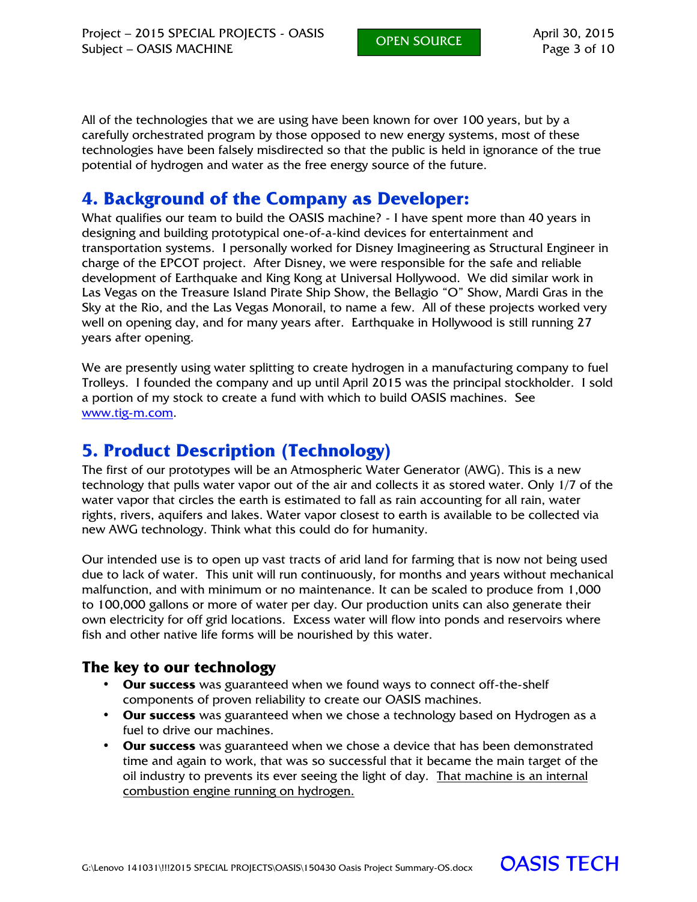All of the technologies that we are using have been known for over 100 years, but by a carefully orchestrated program by those opposed to new energy systems, most of these technologies have been falsely misdirected so that the public is held in ignorance of the true potential of hydrogen and water as the free energy source of the future.

## 4. Background of the Company as Developer:

What qualifies our team to build the OASIS machine? - I have spent more than 40 years in designing and building prototypical one-of-a-kind devices for entertainment and transportation systems. I personally worked for Disney Imagineering as Structural Engineer in charge of the EPCOT project. After Disney, we were responsible for the safe and reliable development of Earthquake and King Kong at Universal Hollywood. We did similar work in Las Vegas on the Treasure Island Pirate Ship Show, the Bellagio "O" Show, Mardi Gras in the Sky at the Rio, and the Las Vegas Monorail, to name a few. All of these projects worked very well on opening day, and for many years after. Earthquake in Hollywood is still running 27 years after opening.

We are presently using water splitting to create hydrogen in a manufacturing company to fuel Trolleys. I founded the company and up until April 2015 was the principal stockholder. I sold a portion of my stock to create a fund with which to build OASIS machines. See www.tig-m.com.

## 5. Product Description (Technology)

The first of our prototypes will be an Atmospheric Water Generator (AWG). This is a new technology that pulls water vapor out of the air and collects it as stored water. Only 1/7 of the water vapor that circles the earth is estimated to fall as rain accounting for all rain, water rights, rivers, aquifers and lakes. Water vapor closest to earth is available to be collected via new AWG technology. Think what this could do for humanity.

Our intended use is to open up vast tracts of arid land for farming that is now not being used due to lack of water. This unit will run continuously, for months and years without mechanical malfunction, and with minimum or no maintenance. It can be scaled to produce from 1,000 to 100,000 gallons or more of water per day. Our production units can also generate their own electricity for off grid locations. Excess water will flow into ponds and reservoirs where fish and other native life forms will be nourished by this water.

### The key to our technology

- **Our success** was guaranteed when we found ways to connect off-the-shelf components of proven reliability to create our OASIS machines.
- **Our success** was guaranteed when we chose a technology based on Hydrogen as a fuel to drive our machines.
- **Our success** was guaranteed when we chose a device that has been demonstrated time and again to work, that was so successful that it became the main target of the oil industry to prevents its ever seeing the light of day. That machine is an internal combustion engine running on hydrogen.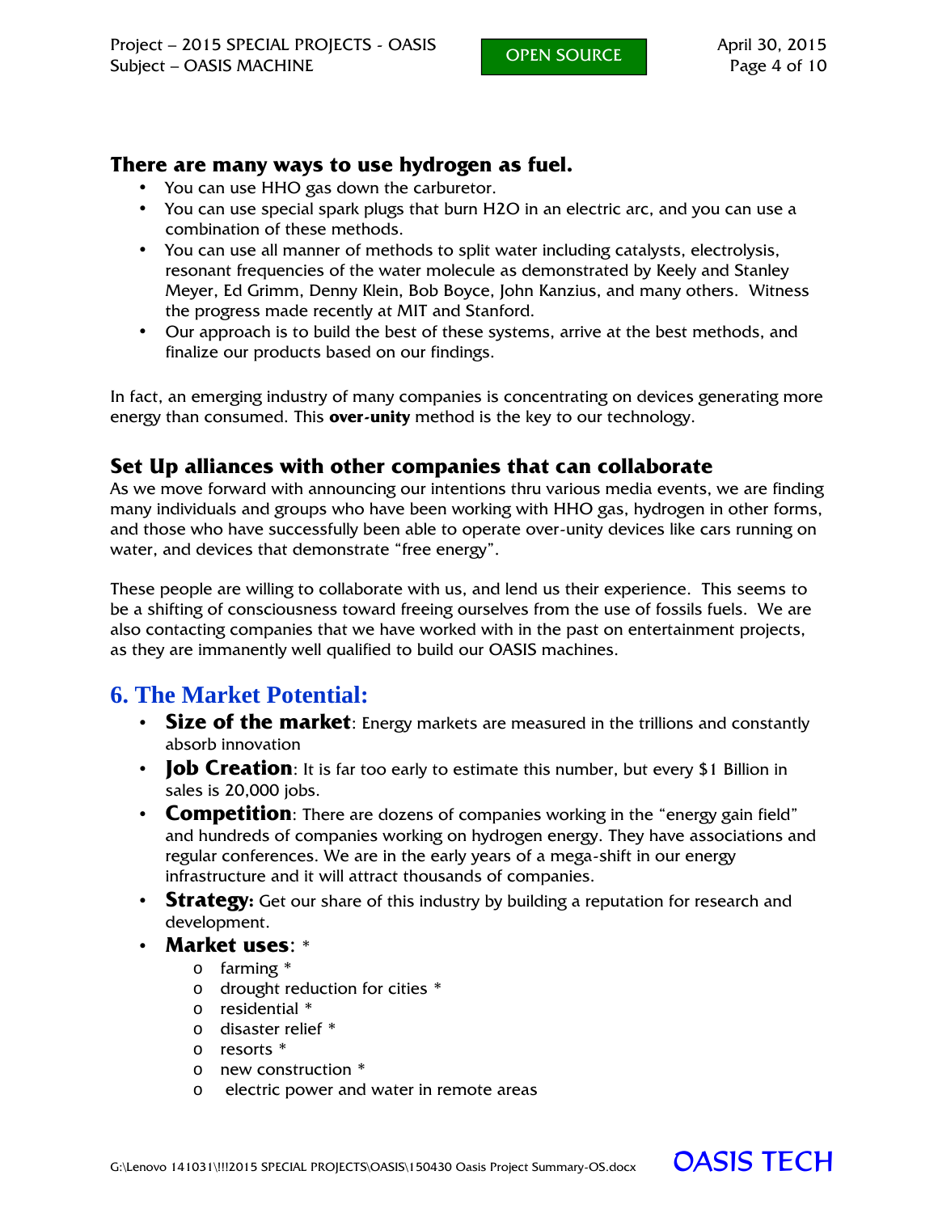### There are many ways to use hydrogen as fuel.

- You can use HHO gas down the carburetor.
- You can use special spark plugs that burn H2O in an electric arc, and you can use a combination of these methods.
- You can use all manner of methods to split water including catalysts, electrolysis, resonant frequencies of the water molecule as demonstrated by Keely and Stanley Meyer, Ed Grimm, Denny Klein, Bob Boyce, John Kanzius, and many others. Witness the progress made recently at MIT and Stanford.
- Our approach is to build the best of these systems, arrive at the best methods, and finalize our products based on our findings.

In fact, an emerging industry of many companies is concentrating on devices generating more energy than consumed. This **over-unity** method is the key to our technology.

### Set Up alliances with other companies that can collaborate

As we move forward with announcing our intentions thru various media events, we are finding many individuals and groups who have been working with HHO gas, hydrogen in other forms, and those who have successfully been able to operate over-unity devices like cars running on water, and devices that demonstrate “free energy”.

These people are willing to collaborate with us, and lend us their experience. This seems to be a shifting of consciousness toward freeing ourselves from the use of fossils fuels. We are also contacting companies that we have worked with in the past on entertainment projects, as they are immanently well qualified to build our OASIS machines.

## 6. The Market Potential:

- **Size of the market**: Energy markets are measured in the trillions and constantly absorb innovation
- **Job Creation**: It is far too early to estimate this number, but every $1 Billion in sales is 20,000 jobs.
- **Competition**: There are dozens of companies working in the “energy gain field” and hundreds of companies working on hydrogen energy. They have associations and regular conferences. We are in the early years of a mega-shift in our energy infrastructure and it will attract thousands of companies.
- **Strategy:** Get our share of this industry by building a reputation for research and development.
- **Market uses**: *
    - farming *
    - drought reduction for cities *
    - residential *
    - disaster relief *
    - resorts *
    - new construction *
    - electric power and water in remote areas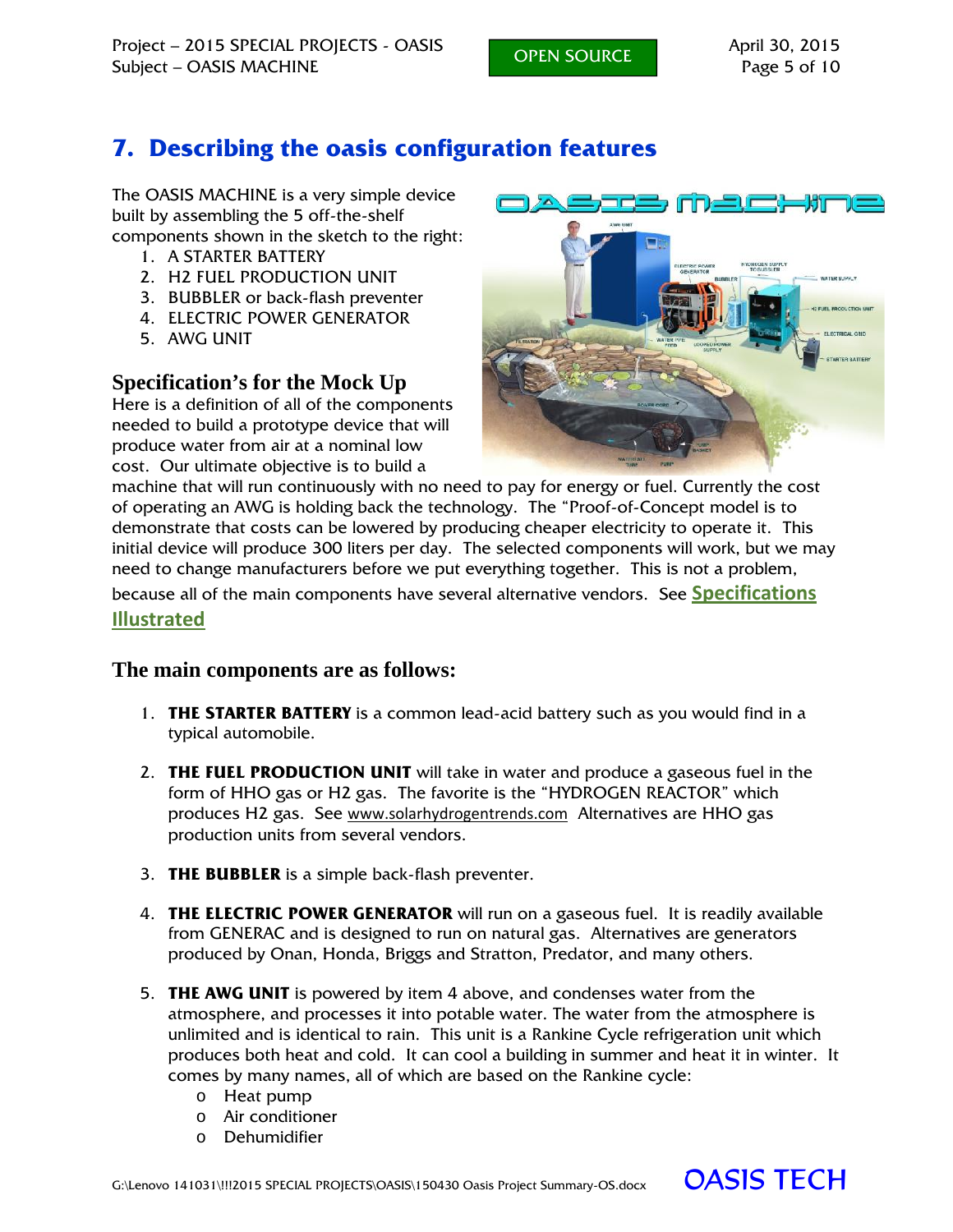## 7. Describing the oasis configuration features

The OASIS MACHINE is a very simple device built by assembling the 5 off-the-shelf components shown in the sketch to the right:

1. A STARTER BATTERY
2. H2 FUEL PRODUCTION UNIT
3. BUBBLER or back-flash preventer
4. ELECTRIC POWER GENERATOR
5. AWG UNIT

### Specification's for the Mock Up

Here is a definition of all of the components needed to build a prototype device that will produce water from air at a nominal low cost. Our ultimate objective is to build a machine that will run continuously with no need to pay for energy or fuel. Currently the cost of operating an AWG is holding back the technology. The "Proof-of-Concept model is to demonstrate that costs can be lowered by producing cheaper electricity to operate it. This initial device will produce 300 liters per day. The selected components will work, but we may need to change manufacturers before we put everything together. This is not a problem, because all of the main components have several alternative vendors. See **Specifications Illustrated**

### The main components are as follows:

1. **THE STARTER BATTERY** is a common lead-acid battery such as you would find in a typical automobile.

2. **THE FUEL PRODUCTION UNIT** will take in water and produce a gaseous fuel in the form of HHO gas or H2 gas. The favorite is the "HYDROGEN REACTOR" which produces H2 gas. See www.solarhydrogentrends.com Alternatives are HHO gas production units from several vendors.

3. **THE BUBBLER** is a simple back-flash preventer.

4. **THE ELECTRIC POWER GENERATOR** will run on a gaseous fuel. It is readily available from GENERAC and is designed to run on natural gas. Alternatives are generators produced by Onan, Honda, Briggs and Stratton, Predator, and many others.

5. **THE AWG UNIT** is powered by item 4 above, and condenses water from the atmosphere, and processes it into potable water. The water from the atmosphere is unlimited and is identical to rain. This unit is a Rankine Cycle refrigeration unit which produces both heat and cold. It can cool a building in summer and heat it in winter. It comes by many names, all of which are based on the Rankine cycle:
   - Heat pump
   - Air conditioner
   - Dehumidifier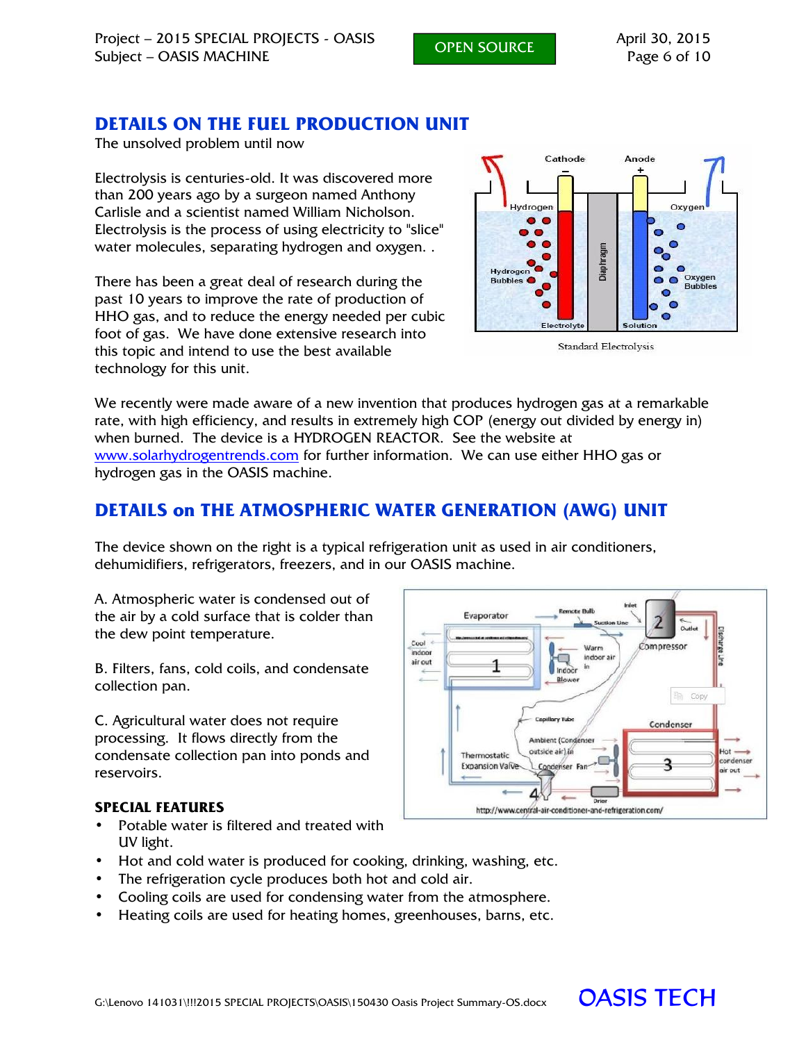## DETAILS ON THE FUEL PRODUCTION UNIT

The unsolved problem until now

Electrolysis is centuries-old. It was discovered more than 200 years ago by a surgeon named Anthony Carlisle and a scientist named William Nicholson. Electrolysis is the process of using electricity to "slice" water molecules, separating hydrogen and oxygen. .

There has been a great deal of research during the past 10 years to improve the rate of production of HHO gas, and to reduce the energy needed per cubic foot of gas. We have done extensive research into this topic and intend to use the best available technology for this unit.

Standard Electrolysis

We recently were made aware of a new invention that produces hydrogen gas at a remarkable rate, with high efficiency, and results in extremely high COP (energy out divided by energy in) when burned. The device is a HYDROGEN REACTOR. See the website at www.solarhydrogentrends.com for further information. We can use either HHO gas or hydrogen gas in the OASIS machine.

## DETAILS on THE ATMOSPHERIC WATER GENERATION (AWG) UNIT

The device shown on the right is a typical refrigeration unit as used in air conditioners, dehumidifiers, refrigerators, freezers, and in our OASIS machine.

A. Atmospheric water is condensed out of the air by a cold surface that is colder than the dew point temperature.

B. Filters, fans, cold coils, and condensate collection pan.

C. Agricultural water does not require processing. It flows directly from the condensate collection pan into ponds and reservoirs.

http://www.central-air-conditioner-and-refrigeration.com/

### SPECIAL FEATURES

- Potable water is filtered and treated with UV light.
- Hot and cold water is produced for cooking, drinking, washing, etc.
- The refrigeration cycle produces both hot and cold air.
- Cooling coils are used for condensing water from the atmosphere.
- Heating coils are used for heating homes, greenhouses, barns, etc.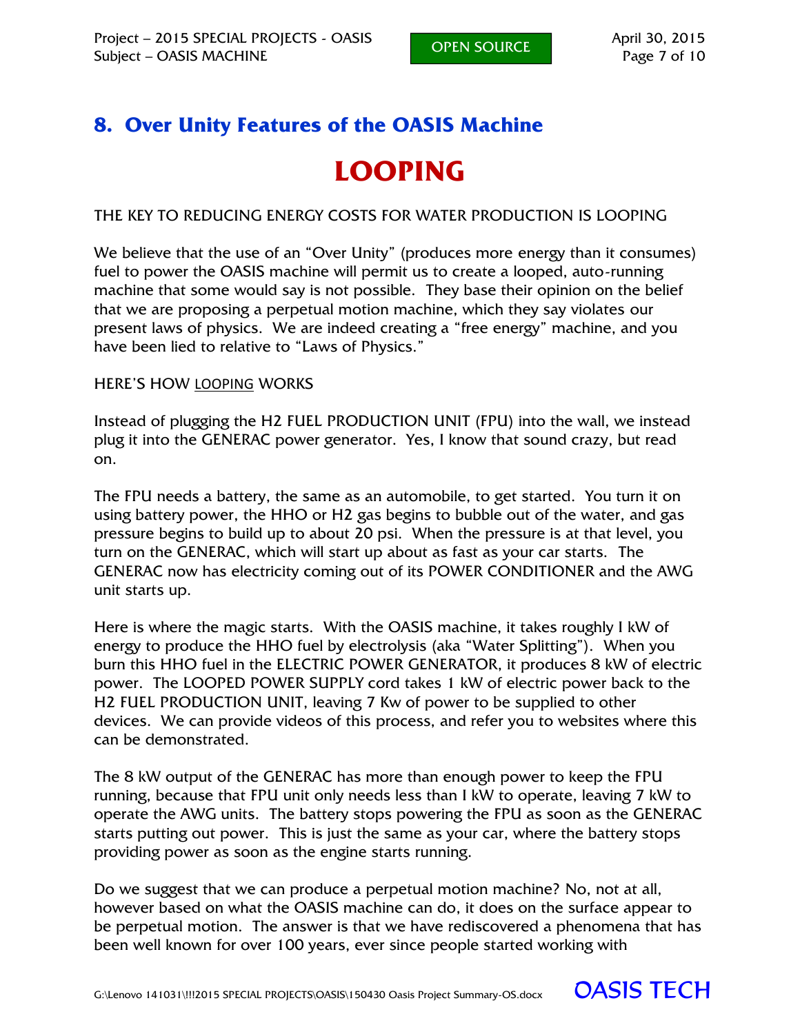## 8. Over Unity Features of the OASIS Machine

# LOOPING

THE KEY TO REDUCING ENERGY COSTS FOR WATER PRODUCTION IS LOOPING

We believe that the use of an "Over Unity" (produces more energy than it consumes) fuel to power the OASIS machine will permit us to create a looped, auto-running machine that some would say is not possible. They base their opinion on the belief that we are proposing a perpetual motion machine, which they say violates our present laws of physics. We are indeed creating a "free energy" machine, and you have been lied to relative to "Laws of Physics."

HERE'S HOW LOOPING WORKS

Instead of plugging the H2 FUEL PRODUCTION UNIT (FPU) into the wall, we instead plug it into the GENERAC power generator. Yes, I know that sound crazy, but read on.

The FPU needs a battery, the same as an automobile, to get started. You turn it on using battery power, the HHO or H2 gas begins to bubble out of the water, and gas pressure begins to build up to about 20 psi. When the pressure is at that level, you turn on the GENERAC, which will start up about as fast as your car starts. The GENERAC now has electricity coming out of its POWER CONDITIONER and the AWG unit starts up.

Here is where the magic starts. With the OASIS machine, it takes roughly I kW of energy to produce the HHO fuel by electrolysis (aka "Water Splitting"). When you burn this HHO fuel in the ELECTRIC POWER GENERATOR, it produces 8 kW of electric power. The LOOPED POWER SUPPLY cord takes 1 kW of electric power back to the H2 FUEL PRODUCTION UNIT, leaving 7 Kw of power to be supplied to other devices. We can provide videos of this process, and refer you to websites where this can be demonstrated.

The 8 kW output of the GENERAC has more than enough power to keep the FPU running, because that FPU unit only needs less than I kW to operate, leaving 7 kW to operate the AWG units. The battery stops powering the FPU as soon as the GENERAC starts putting out power. This is just the same as your car, where the battery stops providing power as soon as the engine starts running.

Do we suggest that we can produce a perpetual motion machine? No, not at all, however based on what the OASIS machine can do, it does on the surface appear to be perpetual motion. The answer is that we have rediscovered a phenomena that has been well known for over 100 years, ever since people started working with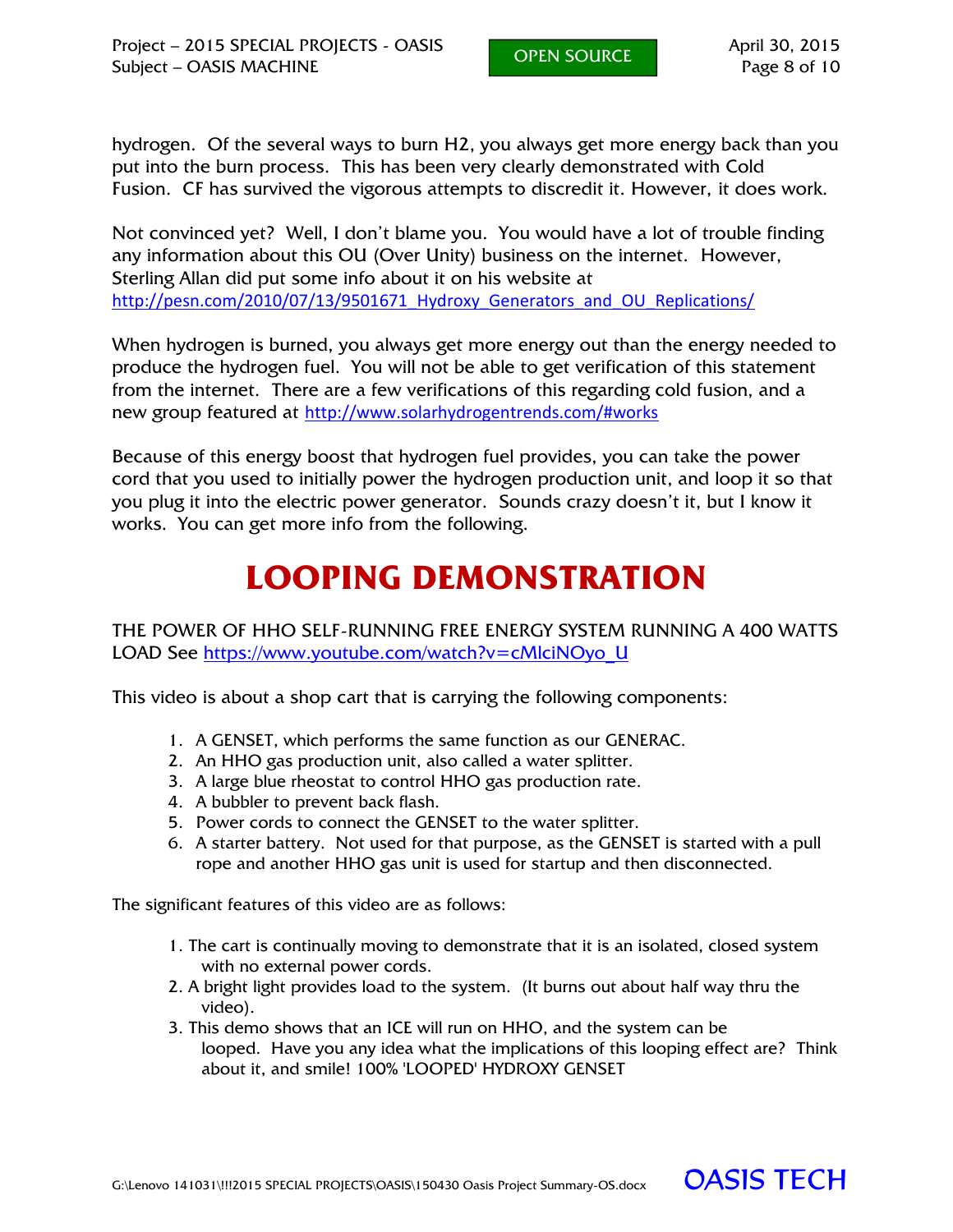hydrogen. Of the several ways to burn H2, you always get more energy back than you put into the burn process. This has been very clearly demonstrated with Cold Fusion. CF has survived the vigorous attempts to discredit it. However, it does work.

Not convinced yet? Well, I don't blame you. You would have a lot of trouble finding any information about this OU (Over Unity) business on the internet. However, Sterling Allan did put some info about it on his website at http://pesn.com/2010/07/13/9501671_Hydroxy_Generators_and_OU_Replications/

When hydrogen is burned, you always get more energy out than the energy needed to produce the hydrogen fuel. You will not be able to get verification of this statement from the internet. There are a few verifications of this regarding cold fusion, and a new group featured at http://www.solarhydrogentrends.com/#works

Because of this energy boost that hydrogen fuel provides, you can take the power cord that you used to initially power the hydrogen production unit, and loop it so that you plug it into the electric power generator. Sounds crazy doesn't it, but I know it works. You can get more info from the following.

# LOOPING DEMONSTRATION

THE POWER OF HHO SELF-RUNNING FREE ENERGY SYSTEM RUNNING A 400 WATTS LOAD See https://www.youtube.com/watch?v=cMlciNOyo_U

This video is about a shop cart that is carrying the following components:

1. A GENSET, which performs the same function as our GENERAC.
2. An HHO gas production unit, also called a water splitter.
3. A large blue rheostat to control HHO gas production rate.
4. A bubbler to prevent back flash.
5. Power cords to connect the GENSET to the water splitter.
6. A starter battery. Not used for that purpose, as the GENSET is started with a pull rope and another HHO gas unit is used for startup and then disconnected.

The significant features of this video are as follows:

1. The cart is continually moving to demonstrate that it is an isolated, closed system with no external power cords.
2. A bright light provides load to the system. (It burns out about half way thru the video).
3. This demo shows that an ICE will run on HHO, and the system can be looped. Have you any idea what the implications of this looping effect are? Think about it, and smile! 100% 'LOOPED' HYDROXY GENSET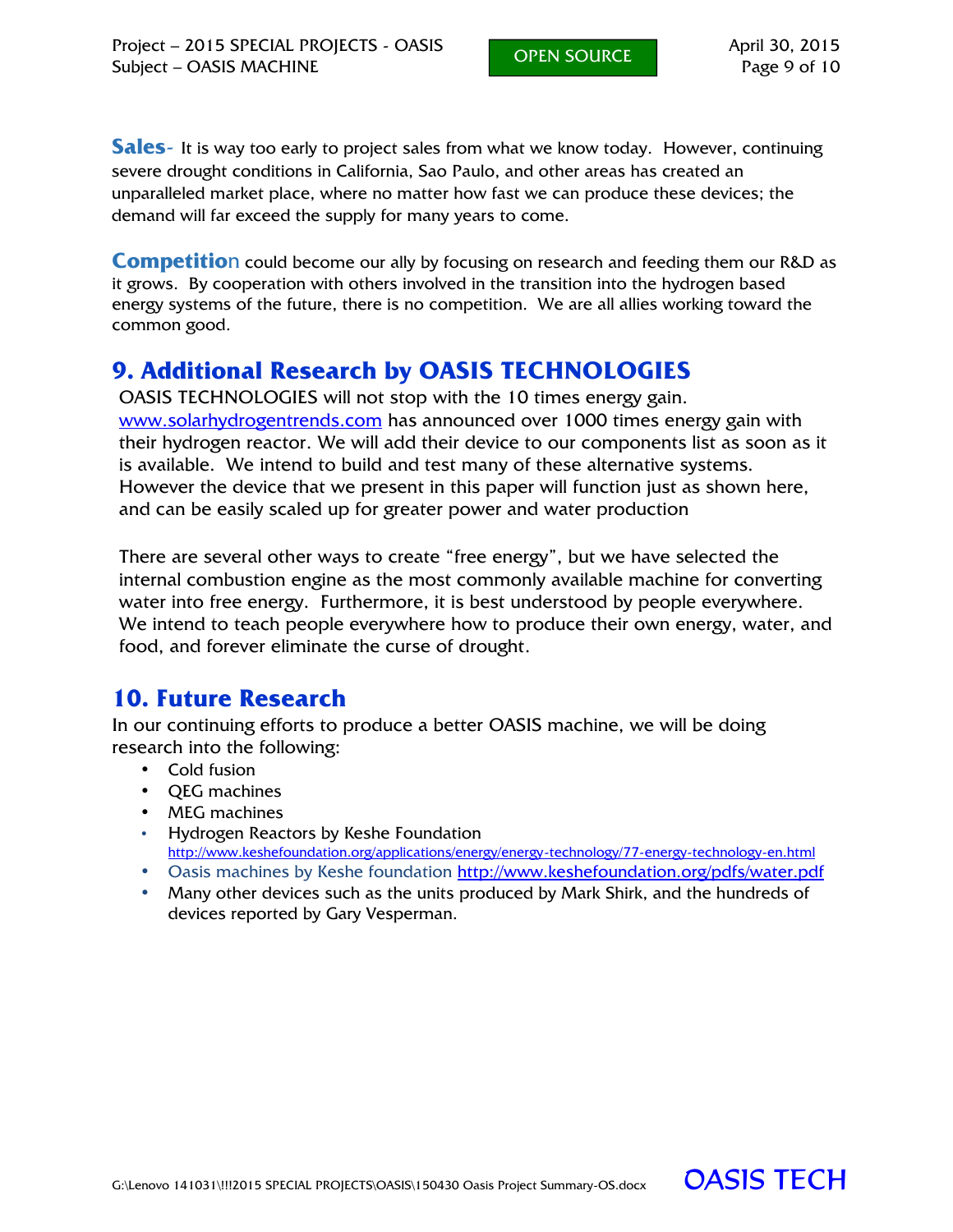**Sales**- It is way too early to project sales from what we know today. However, continuing severe drought conditions in California, Sao Paulo, and other areas has created an unparalleled market place, where no matter how fast we can produce these devices; the demand will far exceed the supply for many years to come.

**Competition** could become our ally by focusing on research and feeding them our R&D as it grows. By cooperation with others involved in the transition into the hydrogen based energy systems of the future, there is no competition. We are all allies working toward the common good.

## 9. Additional Research by OASIS TECHNOLOGIES

OASIS TECHNOLOGIES will not stop with the 10 times energy gain. www.solarhydrogentrends.com has announced over 1000 times energy gain with their hydrogen reactor. We will add their device to our components list as soon as it is available. We intend to build and test many of these alternative systems. However the device that we present in this paper will function just as shown here, and can be easily scaled up for greater power and water production

There are several other ways to create "free energy", but we have selected the internal combustion engine as the most commonly available machine for converting water into free energy. Furthermore, it is best understood by people everywhere. We intend to teach people everywhere how to produce their own energy, water, and food, and forever eliminate the curse of drought.

## 10. Future Research

In our continuing efforts to produce a better OASIS machine, we will be doing research into the following:

- Cold fusion
- QEG machines
- MEG machines
- Hydrogen Reactors by Keshe Foundation http://www.keshefoundation.org/applications/energy/energy-technology/77-energy-technology-en.html
- Oasis machines by Keshe foundation http://www.keshefoundation.org/pdfs/water.pdf
- Many other devices such as the units produced by Mark Shirk, and the hundreds of devices reported by Gary Vesperman.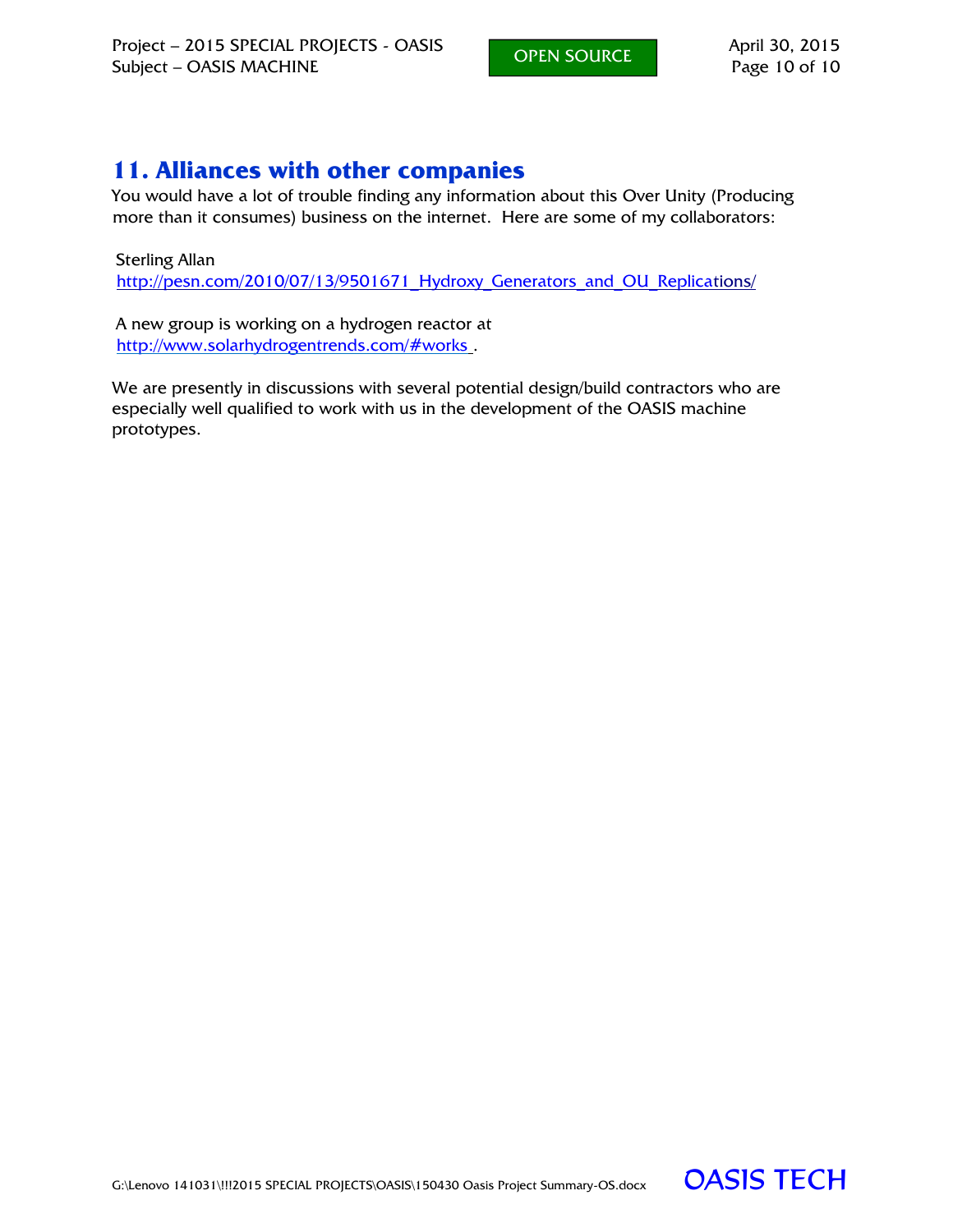## 11. Alliances with other companies

You would have a lot of trouble finding any information about this Over Unity (Producing more than it consumes) business on the internet. Here are some of my collaborators:

Sterling Allan
http://pesn.com/2010/07/13/9501671_Hydroxy_Generators_and_OU_Replications/

A new group is working on a hydrogen reactor at
http://www.solarhydrogentrends.com/#works .

We are presently in discussions with several potential design/build contractors who are especially well qualified to work with us in the development of the OASIS machine prototypes.